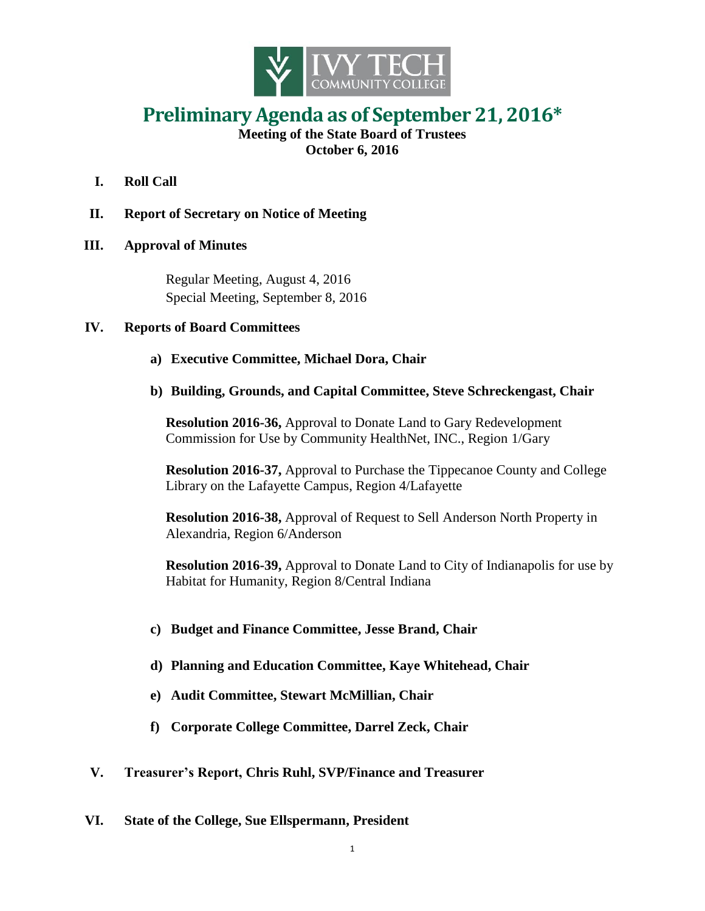# Preliminary Agenda as of September 21, 2016*

**Meeting of the State Board of Trustees**
**October 6, 2016**

**I. Roll Call**

**II. Report of Secretary on Notice of Meeting**

**III. Approval of Minutes**

Regular Meeting, August 4, 2016
Special Meeting, September 8, 2016

**IV. Reports of Board Committees**

**a) Executive Committee, Michael Dora, Chair**

**b) Building, Grounds, and Capital Committee, Steve Schreckengast, Chair**

**Resolution 2016-36,** Approval to Donate Land to Gary Redevelopment Commission for Use by Community HealthNet, INC., Region 1/Gary

**Resolution 2016-37,** Approval to Purchase the Tippecanoe County and College Library on the Lafayette Campus, Region 4/Lafayette

**Resolution 2016-38,** Approval of Request to Sell Anderson North Property in Alexandria, Region 6/Anderson

**Resolution 2016-39,** Approval to Donate Land to City of Indianapolis for use by Habitat for Humanity, Region 8/Central Indiana

**c) Budget and Finance Committee, Jesse Brand, Chair**

**d) Planning and Education Committee, Kaye Whitehead, Chair**

**e) Audit Committee, Stewart McMillian, Chair**

**f) Corporate College Committee, Darrel Zeck, Chair**

**V. Treasurer's Report, Chris Ruhl, SVP/Finance and Treasurer**

**VI. State of the College, Sue Ellspermann, President**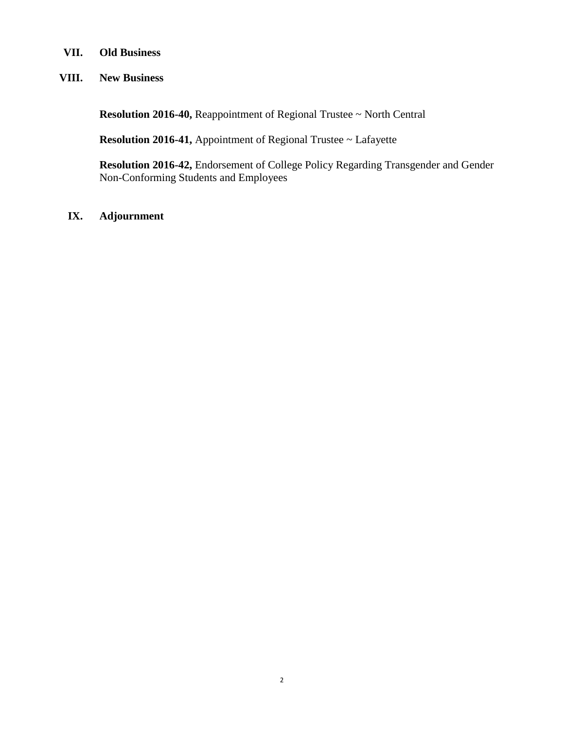## VII. Old Business

## VIII. New Business

**Resolution 2016-40,** Reappointment of Regional Trustee ~ North Central

**Resolution 2016-41,** Appointment of Regional Trustee ~ Lafayette

**Resolution 2016-42,** Endorsement of College Policy Regarding Transgender and Gender Non-Conforming Students and Employees

## IX. Adjournment